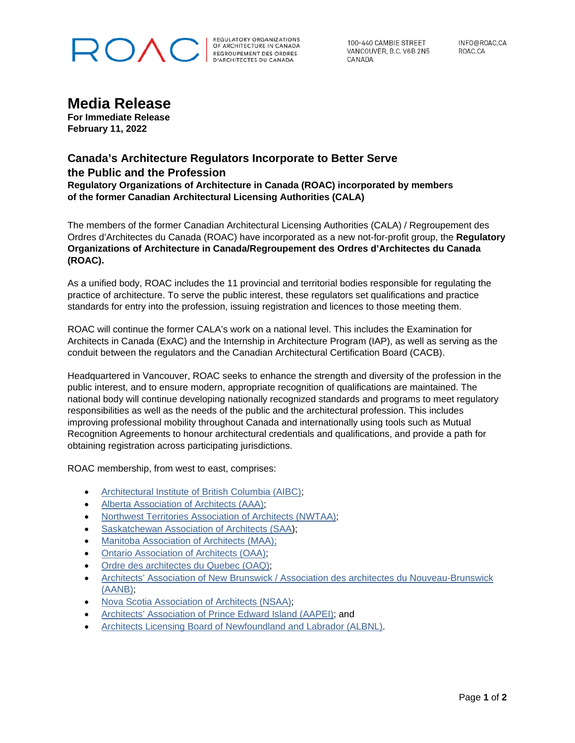ROAC

REGULATORY ORGANIZATIONS OF ARCHITECTURE IN CANADA
REGROUPEMENT DES ORDRES D'ARCHITECTES DU CANADA

100-440 CAMBIE STREET
VANCOUVER, B.C. V6B 2N5
CANADA

INFO@ROAC.CA
ROAC.CA

# Media Release

**For Immediate Release**
**February 11, 2022**

## Canada's Architecture Regulators Incorporate to Better Serve the Public and the Profession

**Regulatory Organizations of Architecture in Canada (ROAC) incorporated by members of the former Canadian Architectural Licensing Authorities (CALA)**

The members of the former Canadian Architectural Licensing Authorities (CALA) / Regroupement des Ordres d'Architectes du Canada (ROAC) have incorporated as a new not-for-profit group, the **Regulatory Organizations of Architecture in Canada/Regroupement des Ordres d'Architectes du Canada (ROAC).**

As a unified body, ROAC includes the 11 provincial and territorial bodies responsible for regulating the practice of architecture. To serve the public interest, these regulators set qualifications and practice standards for entry into the profession, issuing registration and licences to those meeting them.

ROAC will continue the former CALA's work on a national level. This includes the Examination for Architects in Canada (ExAC) and the Internship in Architecture Program (IAP), as well as serving as the conduit between the regulators and the Canadian Architectural Certification Board (CACB).

Headquartered in Vancouver, ROAC seeks to enhance the strength and diversity of the profession in the public interest, and to ensure modern, appropriate recognition of qualifications are maintained. The national body will continue developing nationally recognized standards and programs to meet regulatory responsibilities as well as the needs of the public and the architectural profession. This includes improving professional mobility throughout Canada and internationally using tools such as Mutual Recognition Agreements to honour architectural credentials and qualifications, and provide a path for obtaining registration across participating jurisdictions.

ROAC membership, from west to east, comprises:

- Architectural Institute of British Columbia (AIBC);
- Alberta Association of Architects (AAA);
- Northwest Territories Association of Architects (NWTAA);
- Saskatchewan Association of Architects (SAA);
- Manitoba Association of Architects (MAA);
- Ontario Association of Architects (OAA);
- Ordre des architectes du Quebec (OAQ);
- Architects' Association of New Brunswick / Association des architectes du Nouveau-Brunswick (AANB);
- Nova Scotia Association of Architects (NSAA);
- Architects' Association of Prince Edward Island (AAPEI); and
- Architects Licensing Board of Newfoundland and Labrador (ALBNL).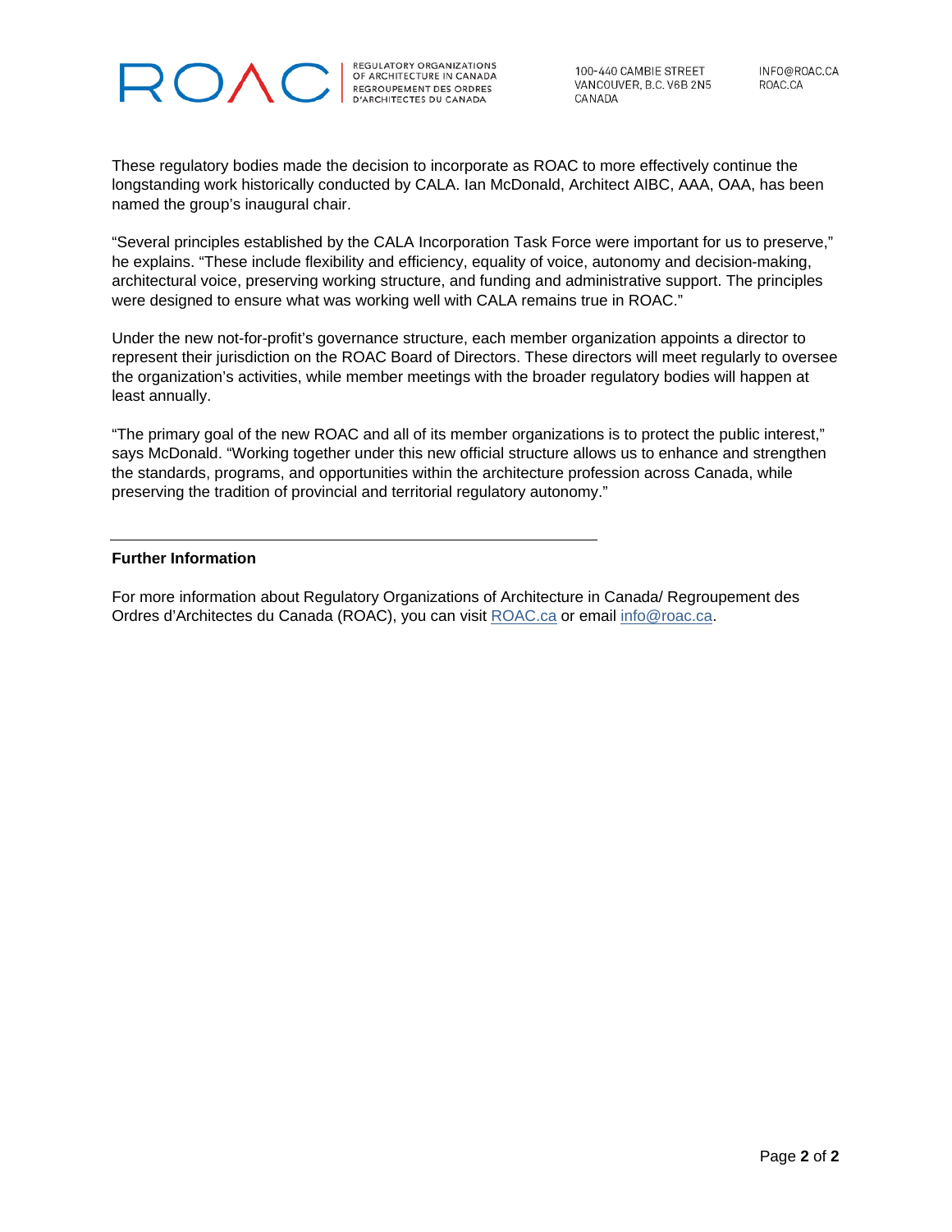These regulatory bodies made the decision to incorporate as ROAC to more effectively continue the longstanding work historically conducted by CALA. Ian McDonald, Architect AIBC, AAA, OAA, has been named the group's inaugural chair.

"Several principles established by the CALA Incorporation Task Force were important for us to preserve," he explains. "These include flexibility and efficiency, equality of voice, autonomy and decision-making, architectural voice, preserving working structure, and funding and administrative support. The principles were designed to ensure what was working well with CALA remains true in ROAC."

Under the new not-for-profit's governance structure, each member organization appoints a director to represent their jurisdiction on the ROAC Board of Directors. These directors will meet regularly to oversee the organization's activities, while member meetings with the broader regulatory bodies will happen at least annually.

"The primary goal of the new ROAC and all of its member organizations is to protect the public interest," says McDonald. "Working together under this new official structure allows us to enhance and strengthen the standards, programs, and opportunities within the architecture profession across Canada, while preserving the tradition of provincial and territorial regulatory autonomy."

---

**Further Information**

For more information about Regulatory Organizations of Architecture in Canada/ Regroupement des Ordres d'Architectes du Canada (ROAC), you can visit [ROAC.ca](https://roac.ca) or email [info@roac.ca](mailto:info@roac.ca).